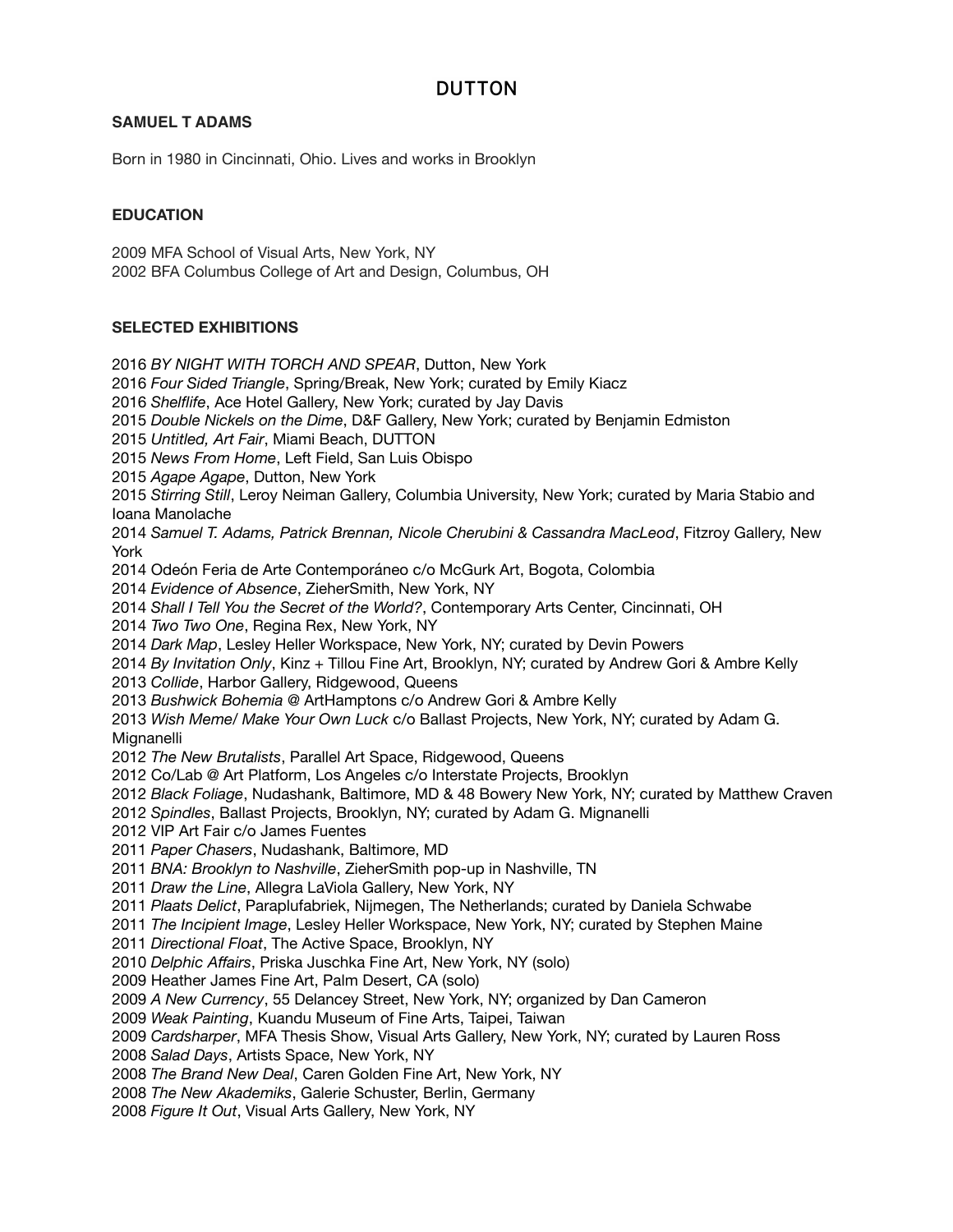# DUTTON

## SAMUEL T ADAMS

Born in 1980 in Cincinnati, Ohio. Lives and works in Brooklyn

### EDUCATION

2009 MFA School of Visual Arts, New York, NY
2002 BFA Columbus College of Art and Design, Columbus, OH

### SELECTED EXHIBITIONS

2016 *BY NIGHT WITH TORCH AND SPEAR*, Dutton, New York
2016 *Four Sided Triangle*, Spring/Break, New York; curated by Emily Kiacz
2016 *Shelflife*, Ace Hotel Gallery, New York; curated by Jay Davis
2015 *Double Nickels on the Dime*, D&F Gallery, New York; curated by Benjamin Edmiston
2015 *Untitled, Art Fair*, Miami Beach, DUTTON
2015 *News From Home*, Left Field, San Luis Obispo
2015 *Agape Agape*, Dutton, New York
2015 *Stirring Still*, Leroy Neiman Gallery, Columbia University, New York; curated by Maria Stabio and Ioana Manolache
2014 *Samuel T. Adams, Patrick Brennan, Nicole Cherubini & Cassandra MacLeod*, Fitzroy Gallery, New York
2014 Odeón Feria de Arte Contemporáneo c/o McGurk Art, Bogota, Colombia
2014 *Evidence of Absence*, ZieherSmith, New York, NY
2014 *Shall I Tell You the Secret of the World?*, Contemporary Arts Center, Cincinnati, OH
2014 *Two Two One*, Regina Rex, New York, NY
2014 *Dark Map*, Lesley Heller Workspace, New York, NY; curated by Devin Powers
2014 *By Invitation Only*, Kinz + Tillou Fine Art, Brooklyn, NY; curated by Andrew Gori & Ambre Kelly
2013 *Collide*, Harbor Gallery, Ridgewood, Queens
2013 *Bushwick Bohemia* @ ArtHamptons c/o Andrew Gori & Ambre Kelly
2013 *Wish Meme/ Make Your Own Luck* c/o Ballast Projects, New York, NY; curated by Adam G. Mignanelli
2012 *The New Brutalists*, Parallel Art Space, Ridgewood, Queens
2012 Co/Lab @ Art Platform, Los Angeles c/o Interstate Projects, Brooklyn
2012 *Black Foliage*, Nudashank, Baltimore, MD & 48 Bowery New York, NY; curated by Matthew Craven
2012 *Spindles*, Ballast Projects, Brooklyn, NY; curated by Adam G. Mignanelli
2012 VIP Art Fair c/o James Fuentes
2011 *Paper Chasers*, Nudashank, Baltimore, MD
2011 *BNA: Brooklyn to Nashville*, ZieherSmith pop-up in Nashville, TN
2011 *Draw the Line*, Allegra LaViola Gallery, New York, NY
2011 *Plaats Delict*, Paraplufabriek, Nijmegen, The Netherlands; curated by Daniela Schwabe
2011 *The Incipient Image*, Lesley Heller Workspace, New York, NY; curated by Stephen Maine
2011 *Directional Float*, The Active Space, Brooklyn, NY
2010 *Delphic Affairs*, Priska Juschka Fine Art, New York, NY (solo)
2009 Heather James Fine Art, Palm Desert, CA (solo)
2009 *A New Currency*, 55 Delancey Street, New York, NY; organized by Dan Cameron
2009 *Weak Painting*, Kuandu Museum of Fine Arts, Taipei, Taiwan
2009 *Cardsharper*, MFA Thesis Show, Visual Arts Gallery, New York, NY; curated by Lauren Ross
2008 *Salad Days*, Artists Space, New York, NY
2008 *The Brand New Deal*, Caren Golden Fine Art, New York, NY
2008 *The New Akademiks*, Galerie Schuster, Berlin, Germany
2008 *Figure It Out*, Visual Arts Gallery, New York, NY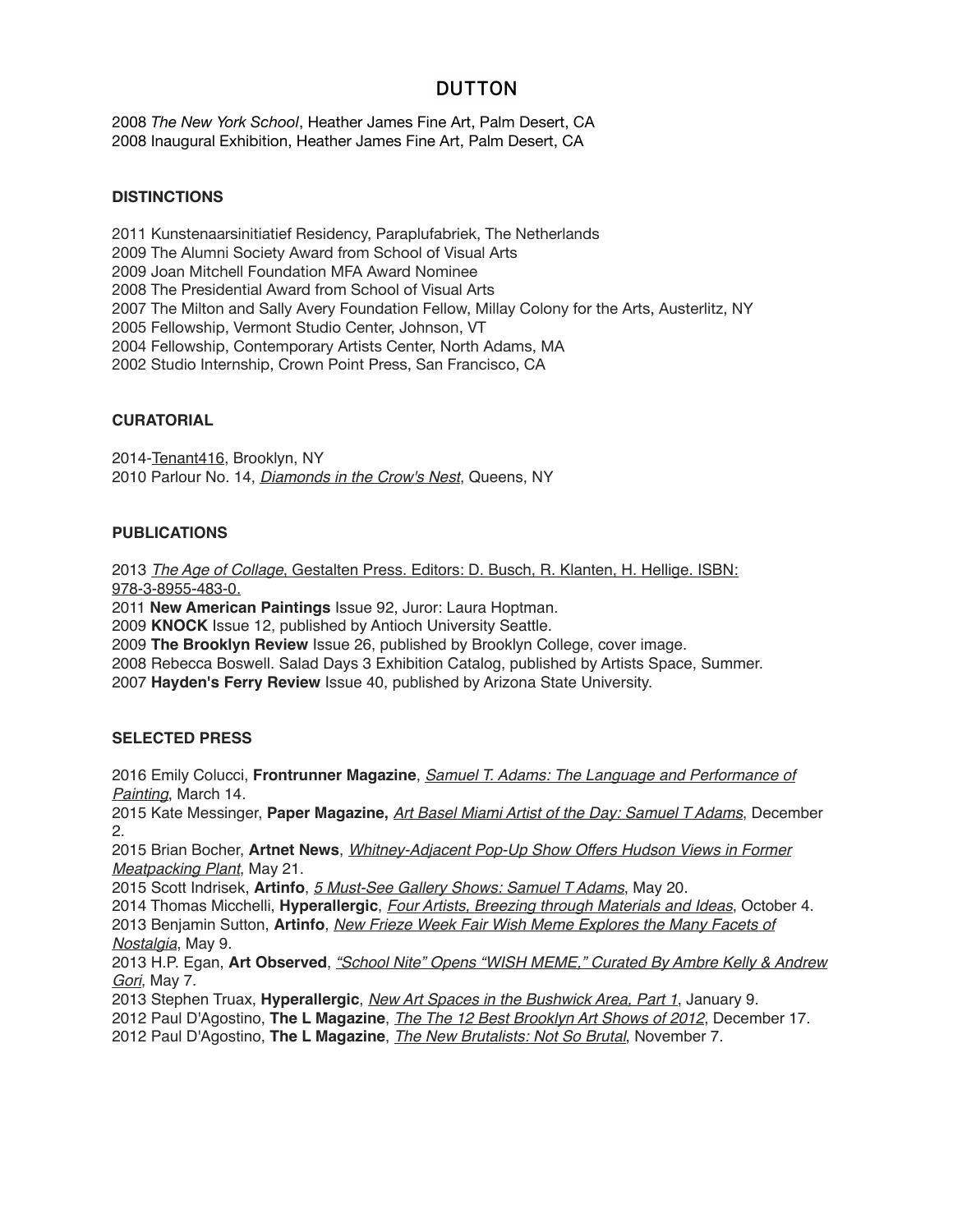2008 *The New York School*, Heather James Fine Art, Palm Desert, CA
2008 Inaugural Exhibition, Heather James Fine Art, Palm Desert, CA

**DISTINCTIONS**

2011 Kunstenaarsinitiatief Residency, Paraplufabriek, The Netherlands
2009 The Alumni Society Award from School of Visual Arts
2009 Joan Mitchell Foundation MFA Award Nominee
2008 The Presidential Award from School of Visual Arts
2007 The Milton and Sally Avery Foundation Fellow, Millay Colony for the Arts, Austerlitz, NY
2005 Fellowship, Vermont Studio Center, Johnson, VT
2004 Fellowship, Contemporary Artists Center, North Adams, MA
2002 Studio Internship, Crown Point Press, San Francisco, CA

**CURATORIAL**

2014-Tenant416, Brooklyn, NY
2010 Parlour No. 14, *Diamonds in the Crow's Nest*, Queens, NY

**PUBLICATIONS**

2013 *The Age of Collage*, Gestalten Press. Editors: D. Busch, R. Klanten, H. Hellige. ISBN: 978-3-8955-483-0.
2011 **New American Paintings** Issue 92, Juror: Laura Hoptman.
2009 **KNOCK** Issue 12, published by Antioch University Seattle.
2009 **The Brooklyn Review** Issue 26, published by Brooklyn College, cover image.
2008 Rebecca Boswell. Salad Days 3 Exhibition Catalog, published by Artists Space, Summer.
2007 **Hayden's Ferry Review** Issue 40, published by Arizona State University.

**SELECTED PRESS**

2016 Emily Colucci, **Frontrunner Magazine**, *Samuel T. Adams: The Language and Performance of Painting*, March 14.
2015 Kate Messinger, **Paper Magazine,** *Art Basel Miami Artist of the Day: Samuel T Adams*, December 2.
2015 Brian Bocher, **Artnet News**, *Whitney-Adjacent Pop-Up Show Offers Hudson Views in Former Meatpacking Plant*, May 21.
2015 Scott Indrisek, **Artinfo**, *5 Must-See Gallery Shows: Samuel T Adams*, May 20.
2014 Thomas Micchelli, **Hyperallergic**, *Four Artists, Breezing through Materials and Ideas*, October 4.
2013 Benjamin Sutton, **Artinfo**, *New Frieze Week Fair Wish Meme Explores the Many Facets of Nostalgia*, May 9.
2013 H.P. Egan, **Art Observed**, *"School Nite" Opens "WISH MEME," Curated By Ambre Kelly & Andrew Gori*, May 7.
2013 Stephen Truax, **Hyperallergic**, *New Art Spaces in the Bushwick Area, Part 1*, January 9.
2012 Paul D'Agostino, **The L Magazine**, *The The 12 Best Brooklyn Art Shows of 2012*, December 17.
2012 Paul D'Agostino, **The L Magazine**, *The New Brutalists: Not So Brutal*, November 7.